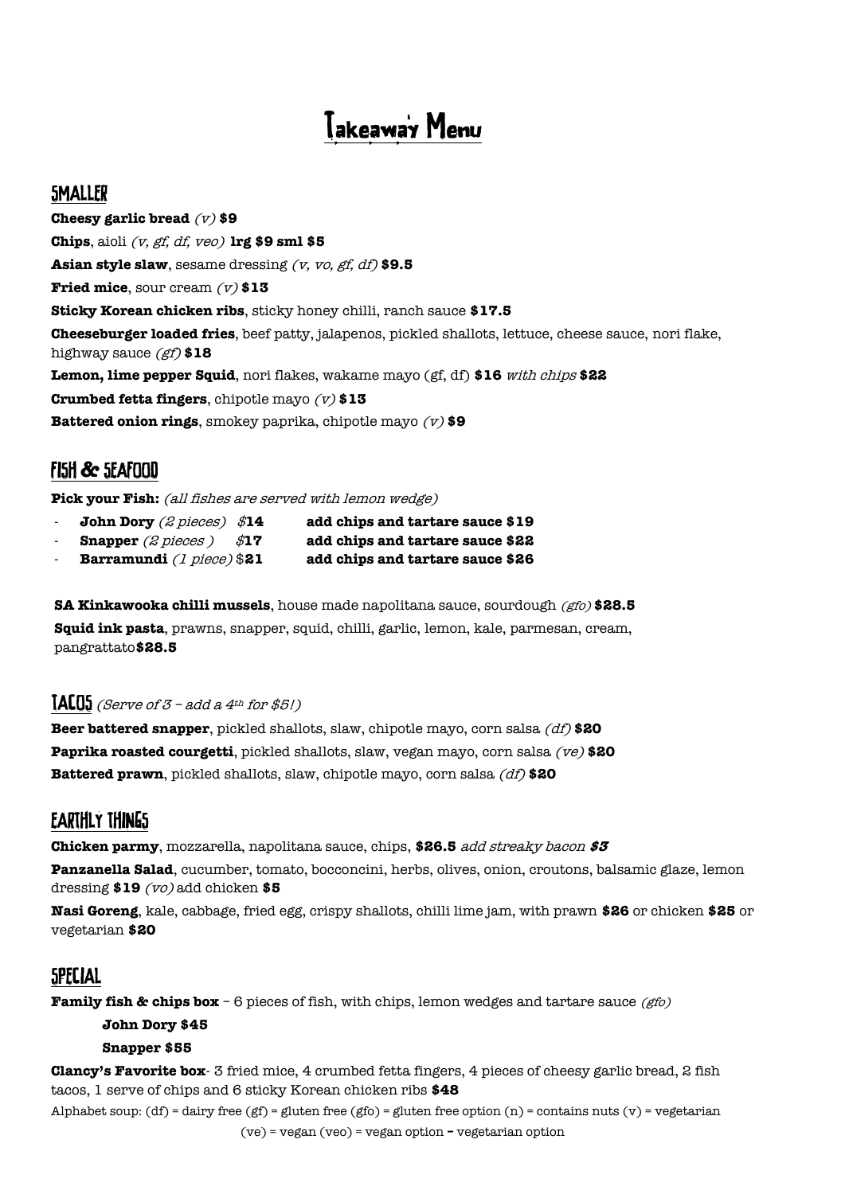# Takeaway Menu

## SMALLER

**Cheesy garlic bread** *(v)* **$9**

**Chips**, aioli *(v, gf, df, veo)* **lrg $9 sml $5**

**Asian style slaw**, sesame dressing *(v, vo, gf, df)* **$9.5**

**Fried mice**, sour cream *(v)* **$13**

**Sticky Korean chicken ribs**, sticky honey chilli, ranch sauce **$17.5**

**Cheeseburger loaded fries**, beef patty, jalapenos, pickled shallots, lettuce, cheese sauce, nori flake, highway sauce *(gf)* **$18**

**Lemon, lime pepper Squid**, nori flakes, wakame mayo (gf, df) **$16** *with chips* **$22**

**Crumbed fetta fingers**, chipotle mayo *(v)* **$13**

**Battered onion rings**, smokey paprika, chipotle mayo *(v)* **$9**

## FISH & SEAFOOD

**Pick your Fish:** *(all fishes are served with lemon wedge)*

- **John Dory** *(2 pieces)* *$***14** **add chips and tartare sauce $19**
- **Snapper** *(2 pieces )* *$***17** **add chips and tartare sauce $22**
- **Barramundi** *(1 piece)* $**21** **add chips and tartare sauce $26**

**SA Kinkawooka chilli mussels**, house made napolitana sauce, sourdough *(gfo)* **$28.5**

**Squid ink pasta**, prawns, snapper, squid, chilli, garlic, lemon, kale, parmesan, cream, pangrattato**$28.5**

## TACOS *(Serve of 3 – add a 4th for $5!)*

**Beer battered snapper**, pickled shallots, slaw, chipotle mayo, corn salsa *(df)* **$20**

**Paprika roasted courgetti**, pickled shallots, slaw, vegan mayo, corn salsa *(ve)* **$20**

**Battered prawn**, pickled shallots, slaw, chipotle mayo, corn salsa *(df)* **$20**

## EARTHLY THINGS

**Chicken parmy**, mozzarella, napolitana sauce, chips, **$26.5** *add streaky bacon* ***$3***

**Panzanella Salad**, cucumber, tomato, bocconcini, herbs, olives, onion, croutons, balsamic glaze, lemon dressing **$19** *(vo)* add chicken **$5**

**Nasi Goreng**, kale, cabbage, fried egg, crispy shallots, chilli lime jam, with prawn **$26** or chicken **$25** or vegetarian **$20**

## SPECIAL

**Family fish & chips box** – 6 pieces of fish, with chips, lemon wedges and tartare sauce *(gfo)*

**John Dory $45**

**Snapper $55**

**Clancy's Favorite box**- 3 fried mice, 4 crumbed fetta fingers, 4 pieces of cheesy garlic bread, 2 fish tacos, 1 serve of chips and 6 sticky Korean chicken ribs **$48**

Alphabet soup: (df) = dairy free (gf) = gluten free (gfo) = gluten free option (n) = contains nuts (v) = vegetarian (ve) = vegan (veo) = vegan option **–** vegetarian option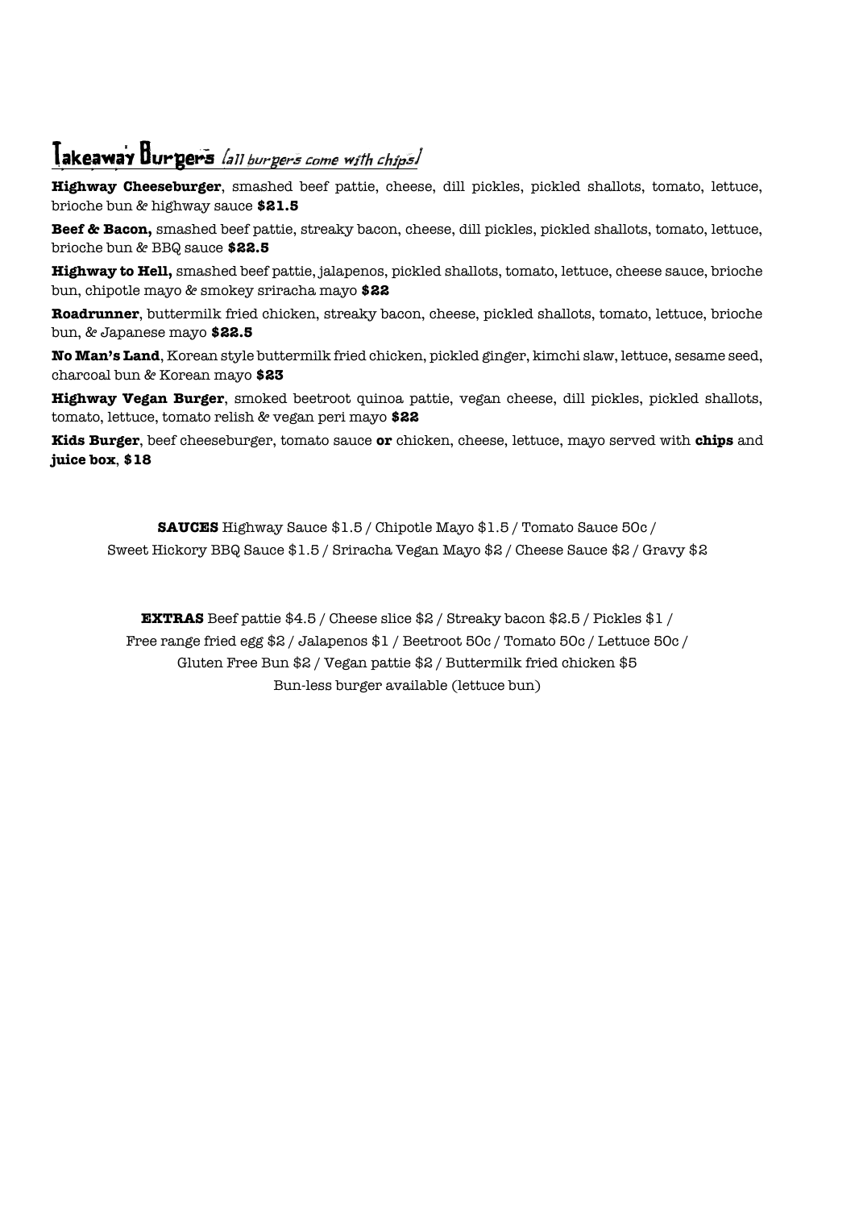## Takeaway Burgers *(all burgers come with chips)*

**Highway Cheeseburger**, smashed beef pattie, cheese, dill pickles, pickled shallots, tomato, lettuce, brioche bun & highway sauce **$21.5**

**Beef & Bacon,** smashed beef pattie, streaky bacon, cheese, dill pickles, pickled shallots, tomato, lettuce, brioche bun & BBQ sauce **$22.5**

**Highway to Hell,** smashed beef pattie, jalapenos, pickled shallots, tomato, lettuce, cheese sauce, brioche bun, chipotle mayo & smokey sriracha mayo **$22**

**Roadrunner**, buttermilk fried chicken, streaky bacon, cheese, pickled shallots, tomato, lettuce, brioche bun, & Japanese mayo **$22.5**

**No Man's Land**, Korean style buttermilk fried chicken, pickled ginger, kimchi slaw, lettuce, sesame seed, charcoal bun & Korean mayo **$23**

**Highway Vegan Burger**, smoked beetroot quinoa pattie, vegan cheese, dill pickles, pickled shallots, tomato, lettuce, tomato relish & vegan peri mayo **$22**

**Kids Burger**, beef cheeseburger, tomato sauce **or** chicken, cheese, lettuce, mayo served with **chips** and **juice box**, **$18**

**SAUCES** Highway Sauce $1.5 / Chipotle Mayo $1.5 / Tomato Sauce 50c / Sweet Hickory BBQ Sauce $1.5 / Sriracha Vegan Mayo $2 / Cheese Sauce $2 / Gravy $2

**EXTRAS** Beef pattie $4.5 / Cheese slice $2 / Streaky bacon $2.5 / Pickles $1 / Free range fried egg $2 / Jalapenos $1 / Beetroot 50c / Tomato 50c / Lettuce 50c / Gluten Free Bun $2 / Vegan pattie $2 / Buttermilk fried chicken $5
Bun-less burger available (lettuce bun)